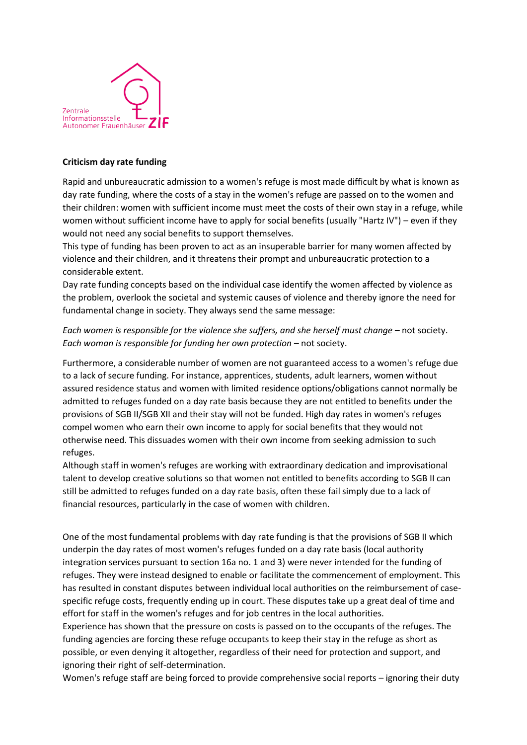Zentrale Informationsstelle Autonomer Frauenhäuser ZIF

**Criticism day rate funding**

Rapid and unbureaucratic admission to a women's refuge is most made difficult by what is known as day rate funding, where the costs of a stay in the women's refuge are passed on to the women and their children: women with sufficient income must meet the costs of their own stay in a refuge, while women without sufficient income have to apply for social benefits (usually "Hartz IV") – even if they would not need any social benefits to support themselves.
This type of funding has been proven to act as an insuperable barrier for many women affected by violence and their children, and it threatens their prompt and unbureaucratic protection to a considerable extent.
Day rate funding concepts based on the individual case identify the women affected by violence as the problem, overlook the societal and systemic causes of violence and thereby ignore the need for fundamental change in society. They always send the same message:

*Each women is responsible for the violence she suffers, and she herself must change* – not society.
*Each woman is responsible for funding her own protection* – not society.

Furthermore, a considerable number of women are not guaranteed access to a women's refuge due to a lack of secure funding. For instance, apprentices, students, adult learners, women without assured residence status and women with limited residence options/obligations cannot normally be admitted to refuges funded on a day rate basis because they are not entitled to benefits under the provisions of SGB II/SGB XII and their stay will not be funded. High day rates in women's refuges compel women who earn their own income to apply for social benefits that they would not otherwise need. This dissuades women with their own income from seeking admission to such refuges.
Although staff in women's refuges are working with extraordinary dedication and improvisational talent to develop creative solutions so that women not entitled to benefits according to SGB II can still be admitted to refuges funded on a day rate basis, often these fail simply due to a lack of financial resources, particularly in the case of women with children.

One of the most fundamental problems with day rate funding is that the provisions of SGB II which underpin the day rates of most women's refuges funded on a day rate basis (local authority integration services pursuant to section 16a no. 1 and 3) were never intended for the funding of refuges. They were instead designed to enable or facilitate the commencement of employment. This has resulted in constant disputes between individual local authorities on the reimbursement of case-specific refuge costs, frequently ending up in court. These disputes take up a great deal of time and effort for staff in the women's refuges and for job centres in the local authorities.
Experience has shown that the pressure on costs is passed on to the occupants of the refuges. The funding agencies are forcing these refuge occupants to keep their stay in the refuge as short as possible, or even denying it altogether, regardless of their need for protection and support, and ignoring their right of self-determination.
Women's refuge staff are being forced to provide comprehensive social reports – ignoring their duty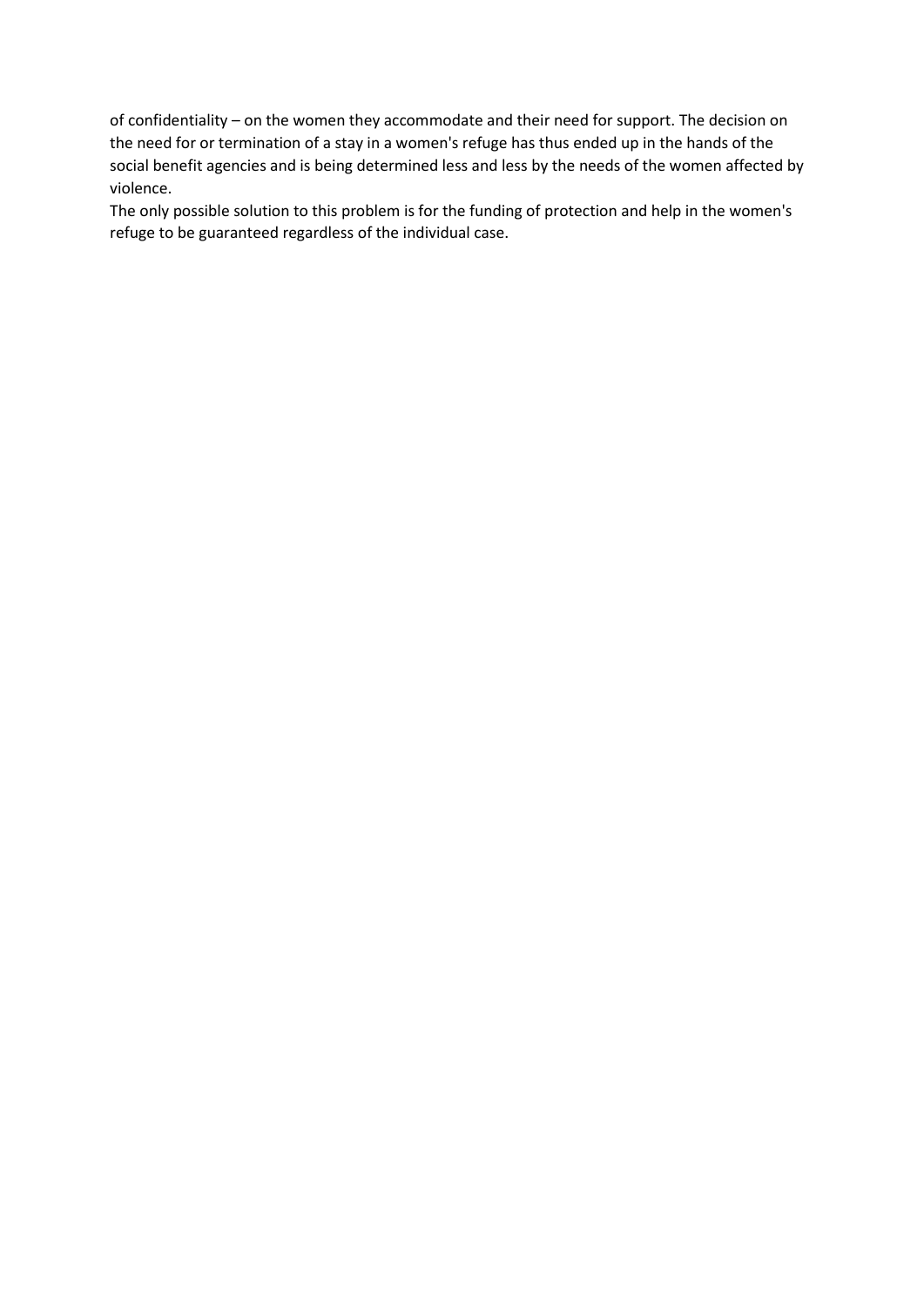of confidentiality – on the women they accommodate and their need for support. The decision on the need for or termination of a stay in a women's refuge has thus ended up in the hands of the social benefit agencies and is being determined less and less by the needs of the women affected by violence.

The only possible solution to this problem is for the funding of protection and help in the women's refuge to be guaranteed regardless of the individual case.